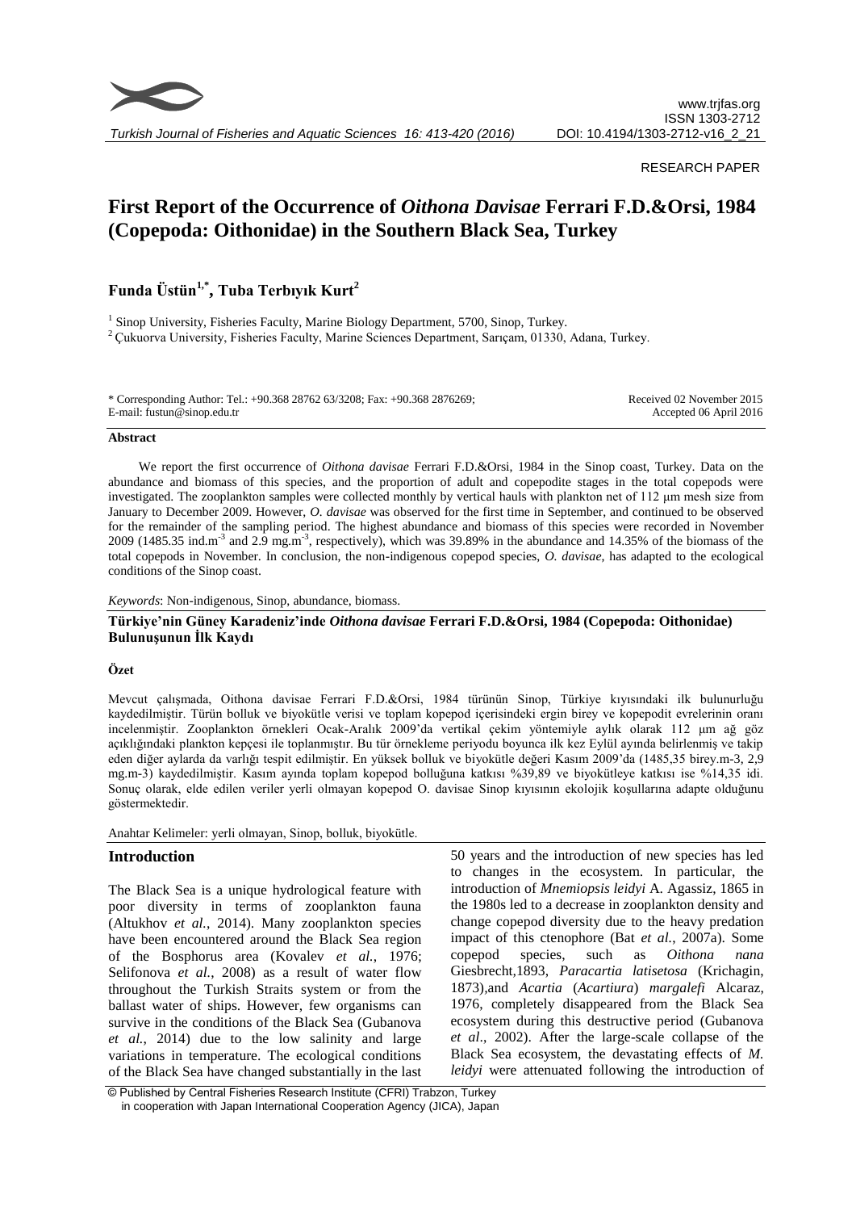RESEARCH PAPER

# First Report of the Occurrence of *Oithona Davisae* Ferrari F.D.&Orsi, 1984 (Copepoda: Oithonidae) in the Southern Black Sea, Turkey

**Funda Üstün[1,*], Tuba Terbıyık Kurt[2]**

[1] Sinop University, Fisheries Faculty, Marine Biology Department, 5700, Sinop, Turkey.

[2] Çukuorva University, Fisheries Faculty, Marine Sciences Department, Sarıçam, 01330, Adana, Turkey.

\* Corresponding Author: Tel.: +90.368 28762 63/3208; Fax: +90.368 2876269;
E-mail: fustun@sinop.edu.tr

Received 02 November 2015
Accepted 06 April 2016

## Abstract

We report the first occurrence of *Oithona davisae* Ferrari F.D.&Orsi, 1984 in the Sinop coast, Turkey. Data on the abundance and biomass of this species, and the proportion of adult and copepodite stages in the total copepods were investigated. The zooplankton samples were collected monthly by vertical hauls with plankton net of 112 µm mesh size from January to December 2009. However, *O. davisae* was observed for the first time in September, and continued to be observed for the remainder of the sampling period. The highest abundance and biomass of this species were recorded in November 2009 (1485.35 ind.m$^{-3}$ and 2.9 mg.m$^{-3}$, respectively), which was 39.89% in the abundance and 14.35% of the biomass of the total copepods in November. In conclusion, the non-indigenous copepod species, *O. davisae*, has adapted to the ecological conditions of the Sinop coast.

*Keywords*: Non-indigenous, Sinop, abundance, biomass.

**Türkiye'nin Güney Karadeniz'inde *Oithona davisae* Ferrari F.D.&Orsi, 1984 (Copepoda: Oithonidae) Bulunuşunun İlk Kaydı**

### Özet

Mevcut çalışmada, Oithona davisae Ferrari F.D.&Orsi, 1984 türünün Sinop, Türkiye kıyısındaki ilk bulunurluğu kaydedilmiştir. Türün bolluk ve biyokütle verisi ve toplam kopepod içerisindeki ergin birey ve kopepodit evrelerinin oranı incelenmiştir. Zooplankton örnekleri Ocak-Aralık 2009'da vertikal çekim yöntemiyle aylık olarak 112 µm ağ göz açıklığındaki plankton kepçesi ile toplanmıştır. Bu tür örnekleme periyodu boyunca ilk kez Eylül ayında belirlenmiş ve takip eden diğer aylarda da varlığı tespit edilmiştir. En yüksek bolluk ve biyokütle değeri Kasım 2009'da (1485,35 birey.m-3, 2,9 mg.m-3) kaydedilmiştir. Kasım ayında toplam kopepod bolluğuna katkısı %39,89 ve biyokütleye katkısı ise %14,35 idi. Sonuç olarak, elde edilen veriler yerli olmayan kopepod O. davisae Sinop kıyısının ekolojik koşullarına adapte olduğunu göstermektedir.

Anahtar Kelimeler: yerli olmayan, Sinop, bolluk, biyokütle.

## Introduction

The Black Sea is a unique hydrological feature with poor diversity in terms of zooplankton fauna (Altukhov *et al.*, 2014). Many zooplankton species have been encountered around the Black Sea region of the Bosphorus area (Kovalev *et al.*, 1976; Selifonova *et al.*, 2008) as a result of water flow throughout the Turkish Straits system or from the ballast water of ships. However, few organisms can survive in the conditions of the Black Sea (Gubanova *et al.*, 2014) due to the low salinity and large variations in temperature. The ecological conditions of the Black Sea have changed substantially in the last 50 years and the introduction of new species has led to changes in the ecosystem. In particular, the introduction of *Mnemiopsis leidyi* A. Agassiz, 1865 in the 1980s led to a decrease in zooplankton density and change copepod diversity due to the heavy predation impact of this ctenophore (Bat *et al.*, 2007a). Some copepod species, such as *Oithona nana* Giesbrecht,1893, *Paracartia latisetosa* (Krichagin, 1873),and *Acartia* (*Acartiura*) *margalefi* Alcaraz, 1976, completely disappeared from the Black Sea ecosystem during this destructive period (Gubanova *et al*., 2002). After the large-scale collapse of the Black Sea ecosystem, the devastating effects of *M. leidyi* were attenuated following the introduction of

© Published by Central Fisheries Research Institute (CFRI) Trabzon, Turkey in cooperation with Japan International Cooperation Agency (JICA), Japan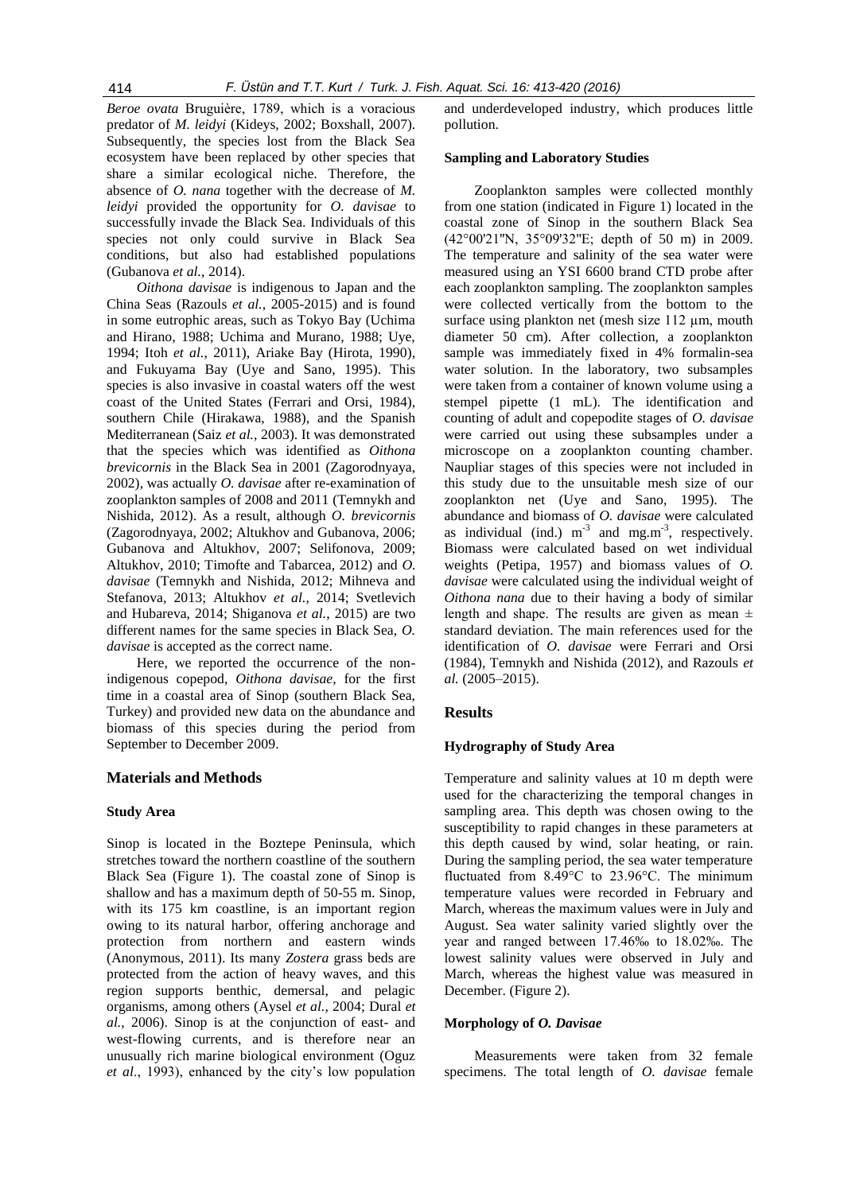*Beroe ovata* Bruguière, 1789, which is a voracious predator of *M. leidyi* (Kideys, 2002; Boxshall, 2007). Subsequently, the species lost from the Black Sea ecosystem have been replaced by other species that share a similar ecological niche. Therefore, the absence of *O. nana* together with the decrease of *M. leidyi* provided the opportunity for *O. davisae* to successfully invade the Black Sea. Individuals of this species not only could survive in Black Sea conditions, but also had established populations (Gubanova *et al.*, 2014).

*Oithona davisae* is indigenous to Japan and the China Seas (Razouls *et al.*, 2005-2015) and is found in some eutrophic areas, such as Tokyo Bay (Uchima and Hirano, 1988; Uchima and Murano, 1988; Uye, 1994; Itoh *et al.*, 2011), Ariake Bay (Hirota, 1990), and Fukuyama Bay (Uye and Sano, 1995). This species is also invasive in coastal waters off the west coast of the United States (Ferrari and Orsi, 1984), southern Chile (Hirakawa, 1988), and the Spanish Mediterranean (Saiz *et al.*, 2003). It was demonstrated that the species which was identified as *Oithona brevicornis* in the Black Sea in 2001 (Zagorodnyaya, 2002), was actually *O. davisae* after re-examination of zooplankton samples of 2008 and 2011 (Temnykh and Nishida, 2012). As a result, although *O. brevicornis* (Zagorodnyaya, 2002; Altukhov and Gubanova, 2006; Gubanova and Altukhov, 2007; Selifonova, 2009; Altukhov, 2010; Timofte and Tabarcea, 2012) and *O. davisae* (Temnykh and Nishida, 2012; Mihneva and Stefanova, 2013; Altukhov *et al.*, 2014; Svetlevich and Hubareva, 2014; Shiganova *et al.*, 2015) are two different names for the same species in Black Sea, *O. davisae* is accepted as the correct name.

Here, we reported the occurrence of the non-indigenous copepod, *Oithona davisae*, for the first time in a coastal area of Sinop (southern Black Sea, Turkey) and provided new data on the abundance and biomass of this species during the period from September to December 2009.

## Materials and Methods

### Study Area

Sinop is located in the Boztepe Peninsula, which stretches toward the northern coastline of the southern Black Sea (Figure 1). The coastal zone of Sinop is shallow and has a maximum depth of 50-55 m. Sinop, with its 175 km coastline, is an important region owing to its natural harbor, offering anchorage and protection from northern and eastern winds (Anonymous, 2011). Its many *Zostera* grass beds are protected from the action of heavy waves, and this region supports benthic, demersal, and pelagic organisms, among others (Aysel *et al.*, 2004; Dural *et al.*, 2006). Sinop is at the conjunction of east- and west-flowing currents, and is therefore near an unusually rich marine biological environment (Oguz *et al*., 1993), enhanced by the city's low population and underdeveloped industry, which produces little pollution.

### Sampling and Laboratory Studies

Zooplankton samples were collected monthly from one station (indicated in Figure 1) located in the coastal zone of Sinop in the southern Black Sea (42°00'21''N, 35°09'32''E; depth of 50 m) in 2009. The temperature and salinity of the sea water were measured using an YSI 6600 brand CTD probe after each zooplankton sampling. The zooplankton samples were collected vertically from the bottom to the surface using plankton net (mesh size 112 µm, mouth diameter 50 cm). After collection, a zooplankton sample was immediately fixed in 4% formalin-sea water solution. In the laboratory, two subsamples were taken from a container of known volume using a stempel pipette (1 mL). The identification and counting of adult and copepodite stages of *O. davisae* were carried out using these subsamples under a microscope on a zooplankton counting chamber. Naupliar stages of this species were not included in this study due to the unsuitable mesh size of our zooplankton net (Uye and Sano, 1995). The abundance and biomass of *O. davisae* were calculated as individual (ind.) $m^{-3}$ and $mg.m^{-3}$, respectively. Biomass were calculated based on wet individual weights (Petipa, 1957) and biomass values of *O. davisae* were calculated using the individual weight of *Oithona nana* due to their having a body of similar length and shape. The results are given as mean ± standard deviation. The main references used for the identification of *O. davisae* were Ferrari and Orsi (1984), Temnykh and Nishida (2012), and Razouls *et al.* (2005–2015).

## Results

### Hydrography of Study Area

Temperature and salinity values at 10 m depth were used for the characterizing the temporal changes in sampling area. This depth was chosen owing to the susceptibility to rapid changes in these parameters at this depth caused by wind, solar heating, or rain. During the sampling period, the sea water temperature fluctuated from 8.49°C to 23.96°C. The minimum temperature values were recorded in February and March, whereas the maximum values were in July and August. Sea water salinity varied slightly over the year and ranged between 17.46‰ to 18.02‰. The lowest salinity values were observed in July and March, whereas the highest value was measured in December. (Figure 2).

### Morphology of *O. Davisae*

Measurements were taken from 32 female specimens. The total length of *O. davisae* female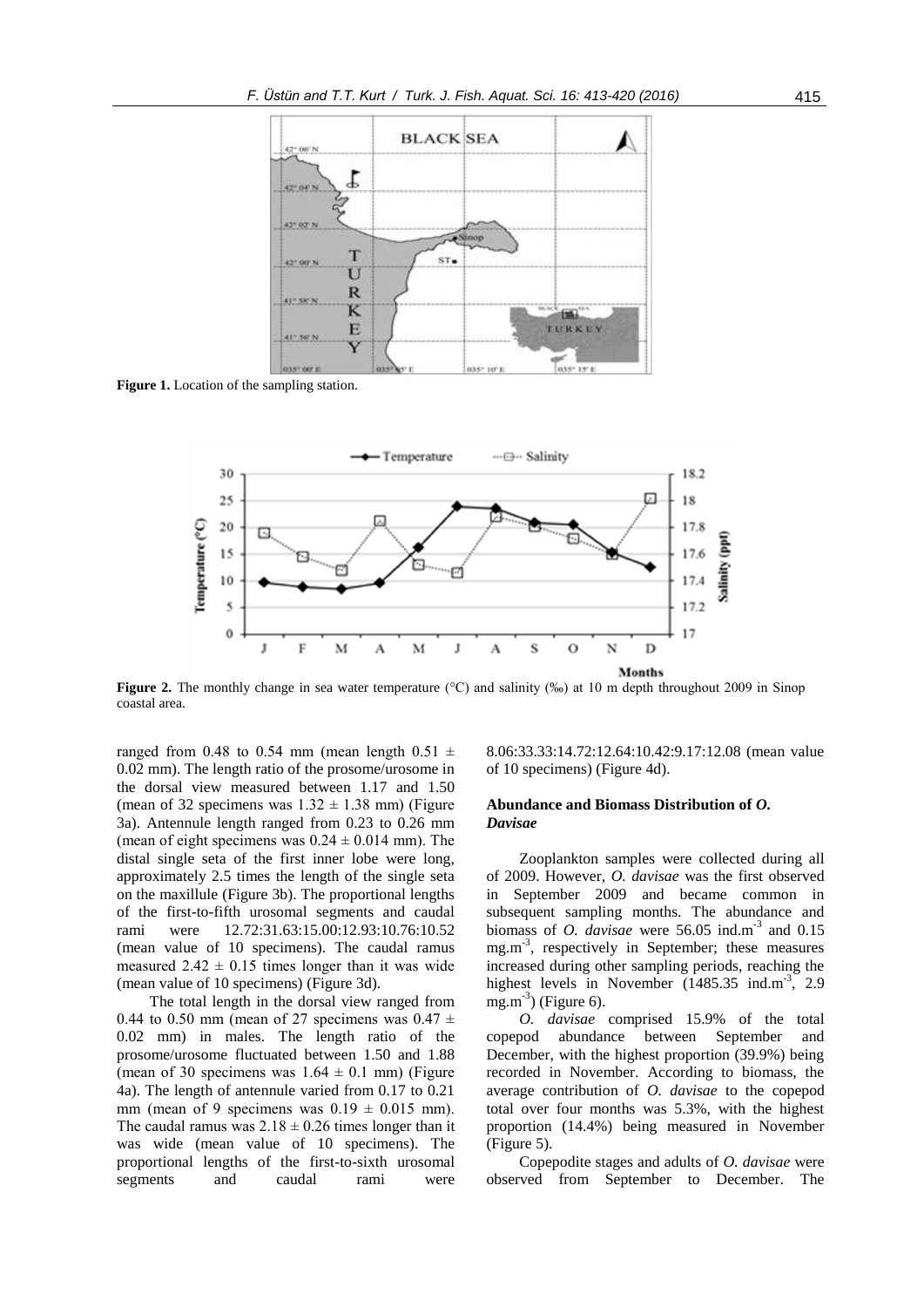**Figure 1.** Location of the sampling station.

**Figure 2.** The monthly change in sea water temperature (°C) and salinity (‰) at 10 m depth throughout 2009 in Sinop coastal area.

ranged from 0.48 to 0.54 mm (mean length 0.51 ± 0.02 mm). The length ratio of the prosome/urosome in the dorsal view measured between 1.17 and 1.50 (mean of 32 specimens was 1.32 ± 1.38 mm) (Figure 3a). Antennule length ranged from 0.23 to 0.26 mm (mean of eight specimens was 0.24 ± 0.014 mm). The distal single seta of the first inner lobe were long, approximately 2.5 times the length of the single seta on the maxillule (Figure 3b). The proportional lengths of the first-to-fifth urosomal segments and caudal rami were 12.72:31.63:15.00:12.93:10.76:10.52 (mean value of 10 specimens). The caudal ramus measured 2.42 ± 0.15 times longer than it was wide (mean value of 10 specimens) (Figure 3d).

The total length in the dorsal view ranged from 0.44 to 0.50 mm (mean of 27 specimens was 0.47 ± 0.02 mm) in males. The length ratio of the prosome/urosome fluctuated between 1.50 and 1.88 (mean of 30 specimens was 1.64 ± 0.1 mm) (Figure 4a). The length of antennule varied from 0.17 to 0.21 mm (mean of 9 specimens was 0.19 ± 0.015 mm). The caudal ramus was 2.18 ± 0.26 times longer than it was wide (mean value of 10 specimens). The proportional lengths of the first-to-sixth urosomal segments and caudal rami were 8.06:33.33:14.72:12.64:10.42:9.17:12.08 (mean value of 10 specimens) (Figure 4d).

### Abundance and Biomass Distribution of *O. Davisae*

Zooplankton samples were collected during all of 2009. However, *O. davisae* was the first observed in September 2009 and became common in subsequent sampling months. The abundance and biomass of *O. davisae* were 56.05 ind.m$^{-3}$ and 0.15 mg.m$^{-3}$, respectively in September; these measures increased during other sampling periods, reaching the highest levels in November (1485.35 ind.m$^{-3}$, 2.9 mg.m$^{-3}$) (Figure 6).

*O. davisae* comprised 15.9% of the total copepod abundance between September and December, with the highest proportion (39.9%) being recorded in November. According to biomass, the average contribution of *O. davisae* to the copepod total over four months was 5.3%, with the highest proportion (14.4%) being measured in November (Figure 5).

Copepodite stages and adults of *O. davisae* were observed from September to December. The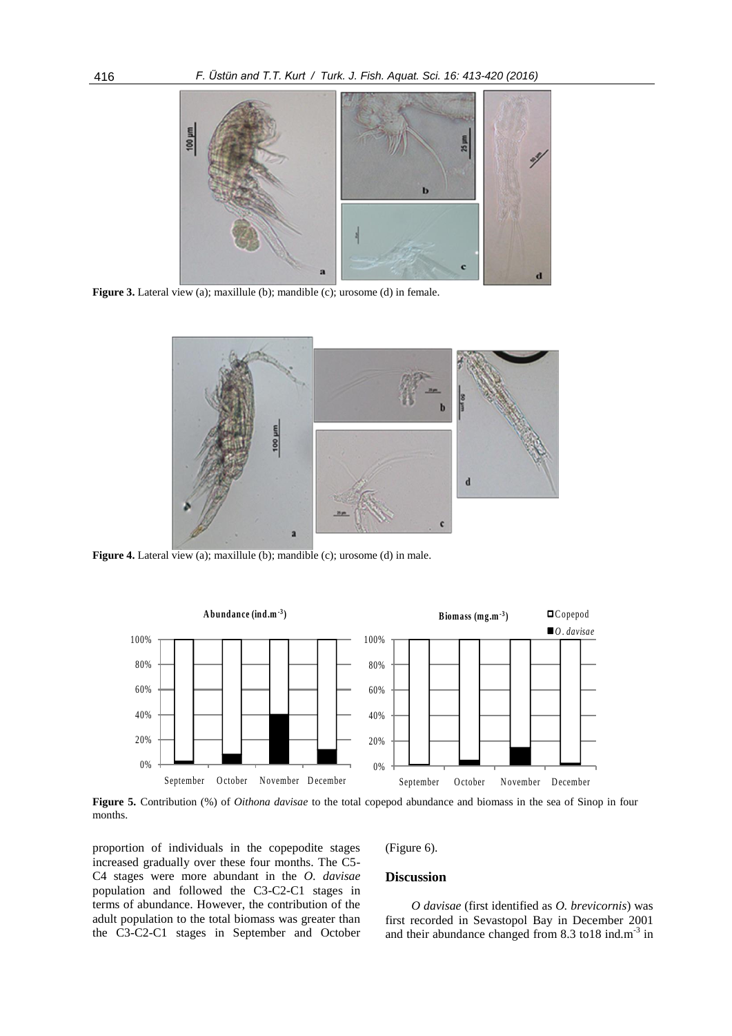**Figure 3.** Lateral view (a); maxillule (b); mandible (c); urosome (d) in female.

**Figure 4.** Lateral view (a); maxillule (b); mandible (c); urosome (d) in male.

**Figure 5.** Contribution (%) of *Oithona davisae* to the total copepod abundance and biomass in the sea of Sinop in four months.

proportion of individuals in the copepodite stages increased gradually over these four months. The C5-C4 stages were more abundant in the *O. davisae* population and followed the C3-C2-C1 stages in terms of abundance. However, the contribution of the adult population to the total biomass was greater than the C3-C2-C1 stages in September and October (Figure 6).

## Discussion

*O davisae* (first identified as *O. brevicornis*) was first recorded in Sevastopol Bay in December 2001 and their abundance changed from 8.3 to18 ind.m$^{-3}$ in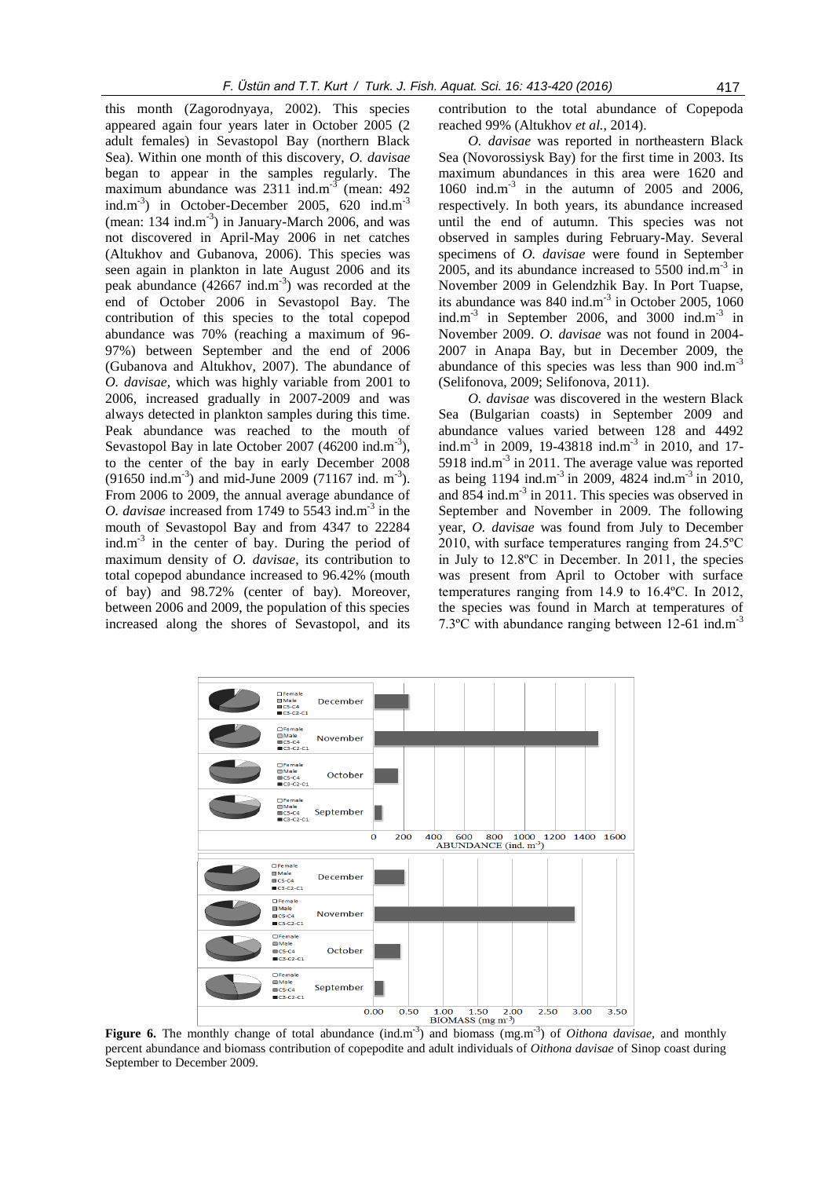this month (Zagorodnyaya, 2002). This species appeared again four years later in October 2005 (2 adult females) in Sevastopol Bay (northern Black Sea). Within one month of this discovery, *O. davisae* began to appear in the samples regularly. The maximum abundance was 2311 ind.m$^{-3}$ (mean: 492 ind.m$^{-3}$) in October-December 2005, 620 ind.m$^{-3}$ (mean: 134 ind.m$^{-3}$) in January-March 2006, and was not discovered in April-May 2006 in net catches (Altukhov and Gubanova, 2006). This species was seen again in plankton in late August 2006 and its peak abundance (42667 ind.m$^{-3}$) was recorded at the end of October 2006 in Sevastopol Bay. The contribution of this species to the total copepod abundance was 70% (reaching a maximum of 96-97%) between September and the end of 2006 (Gubanova and Altukhov, 2007). The abundance of *O. davisae*, which was highly variable from 2001 to 2006, increased gradually in 2007-2009 and was always detected in plankton samples during this time. Peak abundance was reached to the mouth of Sevastopol Bay in late October 2007 (46200 ind.m$^{-3}$), to the center of the bay in early December 2008 (91650 ind.m$^{-3}$) and mid-June 2009 (71167 ind. m$^{-3}$). From 2006 to 2009, the annual average abundance of *O. davisae* increased from 1749 to 5543 ind.m$^{-3}$ in the mouth of Sevastopol Bay and from 4347 to 22284 ind.m$^{-3}$ in the center of bay. During the period of maximum density of *O. davisae*, its contribution to total copepod abundance increased to 96.42% (mouth of bay) and 98.72% (center of bay). Moreover, between 2006 and 2009, the population of this species increased along the shores of Sevastopol, and its contribution to the total abundance of Copepoda reached 99% (Altukhov *et al.*, 2014).

*O. davisae* was reported in northeastern Black Sea (Novorossiysk Bay) for the first time in 2003. Its maximum abundances in this area were 1620 and 1060 ind.m$^{-3}$ in the autumn of 2005 and 2006, respectively. In both years, its abundance increased until the end of autumn. This species was not observed in samples during February-May. Several specimens of *O. davisae* were found in September 2005, and its abundance increased to 5500 ind.m$^{-3}$ in November 2009 in Gelendzhik Bay. In Port Tuapse, its abundance was 840 ind.m$^{-3}$ in October 2005, 1060 ind.m$^{-3}$ in September 2006, and 3000 ind.m$^{-3}$ in November 2009. *O. davisae* was not found in 2004-2007 in Anapa Bay, but in December 2009, the abundance of this species was less than 900 ind.m$^{-3}$ (Selifonova, 2009; Selifonova, 2011).

*O. davisae* was discovered in the western Black Sea (Bulgarian coasts) in September 2009 and abundance values varied between 128 and 4492 ind.m$^{-3}$ in 2009, 19-43818 ind.m$^{-3}$ in 2010, and 17-5918 ind.m$^{-3}$ in 2011. The average value was reported as being 1194 ind.m$^{-3}$ in 2009, 4824 ind.m$^{-3}$ in 2010, and 854 ind.m$^{-3}$ in 2011. This species was observed in September and November in 2009. The following year, *O. davisae* was found from July to December 2010, with surface temperatures ranging from 24.5ºC in July to 12.8ºC in December. In 2011, the species was present from April to October with surface temperatures ranging from 14.9 to 16.4ºC. In 2012, the species was found in March at temperatures of 7.3ºC with abundance ranging between 12-61 ind.m$^{-3}$

**Figure 6.** The monthly change of total abundance (ind.m$^{-3}$) and biomass (mg.m$^{-3}$) of *Oithona davisae,* and monthly percent abundance and biomass contribution of copepodite and adult individuals of *Oithona davisae* of Sinop coast during September to December 2009.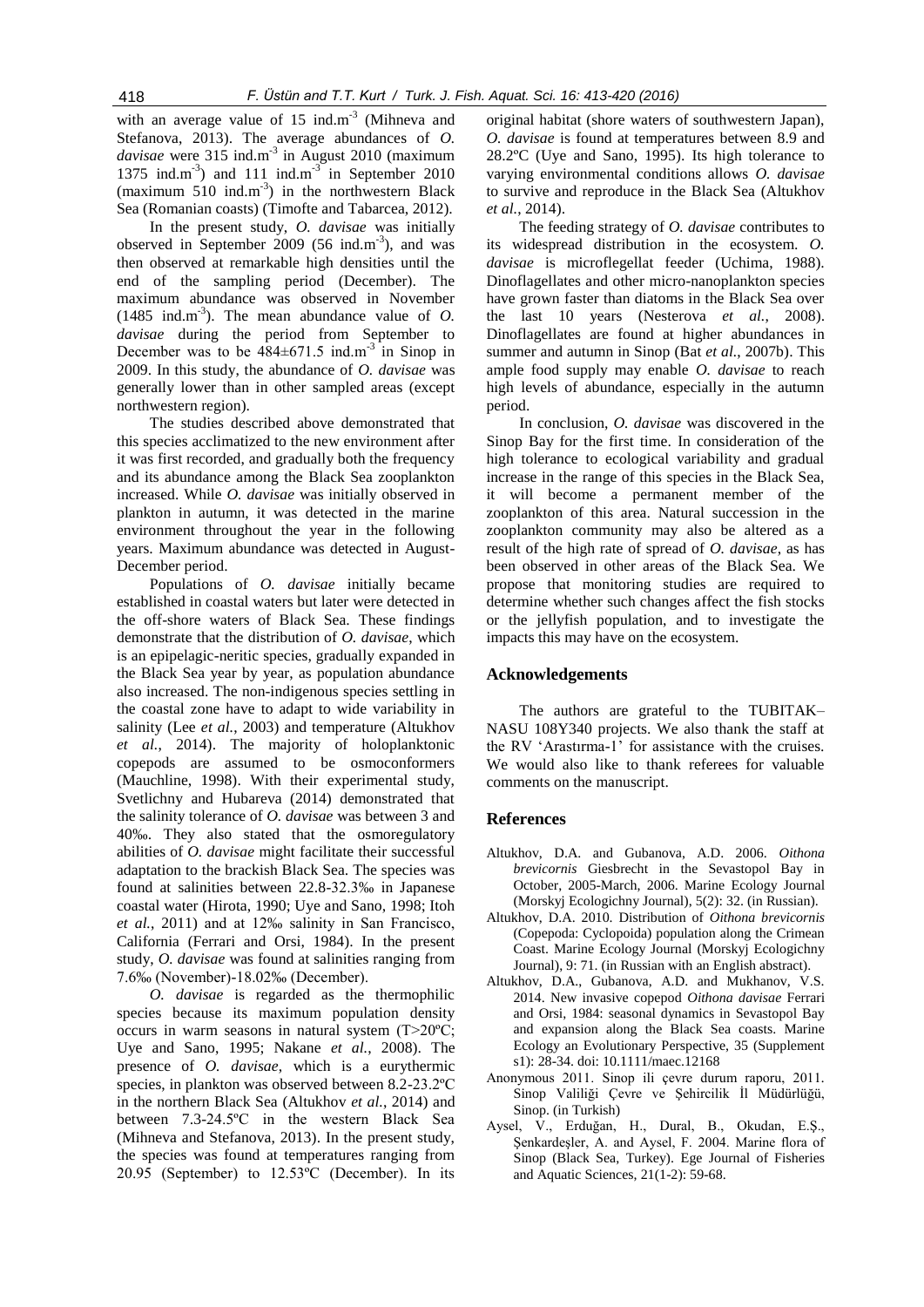with an average value of 15 ind.m$^{-3}$ (Mihneva and Stefanova, 2013). The average abundances of *O. davisae* were 315 ind.m$^{-3}$ in August 2010 (maximum 1375 ind.m$^{-3}$) and 111 ind.m$^{-3}$ in September 2010 (maximum 510 ind.m$^{-3}$) in the northwestern Black Sea (Romanian coasts) (Timofte and Tabarcea, 2012).

In the present study, *O. davisae* was initially observed in September 2009 (56 ind.m$^{-3}$), and was then observed at remarkable high densities until the end of the sampling period (December). The maximum abundance was observed in November (1485 ind.m$^{-3}$). The mean abundance value of *O. davisae* during the period from September to December was to be 484±671.5 ind.m$^{-3}$ in Sinop in 2009. In this study, the abundance of *O. davisae* was generally lower than in other sampled areas (except northwestern region).

The studies described above demonstrated that this species acclimatized to the new environment after it was first recorded, and gradually both the frequency and its abundance among the Black Sea zooplankton increased. While *O. davisae* was initially observed in plankton in autumn, it was detected in the marine environment throughout the year in the following years. Maximum abundance was detected in August-December period.

Populations of *O. davisae* initially became established in coastal waters but later were detected in the off-shore waters of Black Sea. These findings demonstrate that the distribution of *O. davisae*, which is an epipelagic-neritic species, gradually expanded in the Black Sea year by year, as population abundance also increased. The non-indigenous species settling in the coastal zone have to adapt to wide variability in salinity (Lee *et al.*, 2003) and temperature (Altukhov *et al.*, 2014). The majority of holoplanktonic copepods are assumed to be osmoconformers (Mauchline, 1998). With their experimental study, Svetlichny and Hubareva (2014) demonstrated that the salinity tolerance of *O. davisae* was between 3 and 40‰. They also stated that the osmoregulatory abilities of *O. davisae* might facilitate their successful adaptation to the brackish Black Sea. The species was found at salinities between 22.8-32.3‰ in Japanese coastal water (Hirota, 1990; Uye and Sano, 1998; Itoh *et al.*, 2011) and at 12‰ salinity in San Francisco, California (Ferrari and Orsi, 1984). In the present study, *O. davisae* was found at salinities ranging from 7.6‰ (November)-18.02‰ (December).

*O. davisae* is regarded as the thermophilic species because its maximum population density occurs in warm seasons in natural system (T>20ºC; Uye and Sano, 1995; Nakane *et al.*, 2008). The presence of *O. davisae*, which is a eurythermic species, in plankton was observed between 8.2-23.2ºC in the northern Black Sea (Altukhov *et al.*, 2014) and between 7.3-24.5ºC in the western Black Sea (Mihneva and Stefanova, 2013). In the present study, the species was found at temperatures ranging from 20.95 (September) to 12.53ºC (December). In its original habitat (shore waters of southwestern Japan), *O. davisae* is found at temperatures between 8.9 and 28.2ºC (Uye and Sano, 1995). Its high tolerance to varying environmental conditions allows *O. davisae* to survive and reproduce in the Black Sea (Altukhov *et al.*, 2014).

The feeding strategy of *O. davisae* contributes to its widespread distribution in the ecosystem. *O. davisae* is microflegellat feeder (Uchima, 1988). Dinoflagellates and other micro-nanoplankton species have grown faster than diatoms in the Black Sea over the last 10 years (Nesterova *et al.*, 2008). Dinoflagellates are found at higher abundances in summer and autumn in Sinop (Bat *et al.*, 2007b). This ample food supply may enable *O. davisae* to reach high levels of abundance, especially in the autumn period.

In conclusion, *O. davisae* was discovered in the Sinop Bay for the first time. In consideration of the high tolerance to ecological variability and gradual increase in the range of this species in the Black Sea, it will become a permanent member of the zooplankton of this area. Natural succession in the zooplankton community may also be altered as a result of the high rate of spread of *O. davisae*, as has been observed in other areas of the Black Sea. We propose that monitoring studies are required to determine whether such changes affect the fish stocks or the jellyfish population, and to investigate the impacts this may have on the ecosystem.

## Acknowledgements

The authors are grateful to the TUBITAK–NASU 108Y340 projects. We also thank the staff at the RV 'Arastırma-1' for assistance with the cruises. We would also like to thank referees for valuable comments on the manuscript.

## References

Altukhov, D.A. and Gubanova, A.D. 2006. *Oithona brevicornis* Giesbrecht in the Sevastopol Bay in October, 2005-March, 2006. Marine Ecology Journal (Morskyj Ecologichny Journal), 5(2): 32. (in Russian).

Altukhov, D.A. 2010. Distribution of *Oithona brevicornis* (Copepoda: Cyclopoida) population along the Crimean Coast. Marine Ecology Journal (Morskyj Ecologichny Journal), 9: 71. (in Russian with an English abstract).

Altukhov, D.A., Gubanova, A.D. and Mukhanov, V.S. 2014. New invasive copepod *Oithona davisae* Ferrari and Orsi, 1984: seasonal dynamics in Sevastopol Bay and expansion along the Black Sea coasts. Marine Ecology an Evolutionary Perspective, 35 (Supplement s1): 28-34. doi: 10.1111/maec.12168

Anonymous 2011. Sinop ili çevre durum raporu, 2011. Sinop Valiliği Çevre ve Şehircilik İl Müdürlüğü, Sinop. (in Turkish)

Aysel, V., Erduğan, H., Dural, B., Okudan, E.Ş., Şenkardeşler, A. and Aysel, F. 2004. Marine flora of Sinop (Black Sea, Turkey). Ege Journal of Fisheries and Aquatic Sciences, 21(1-2): 59-68.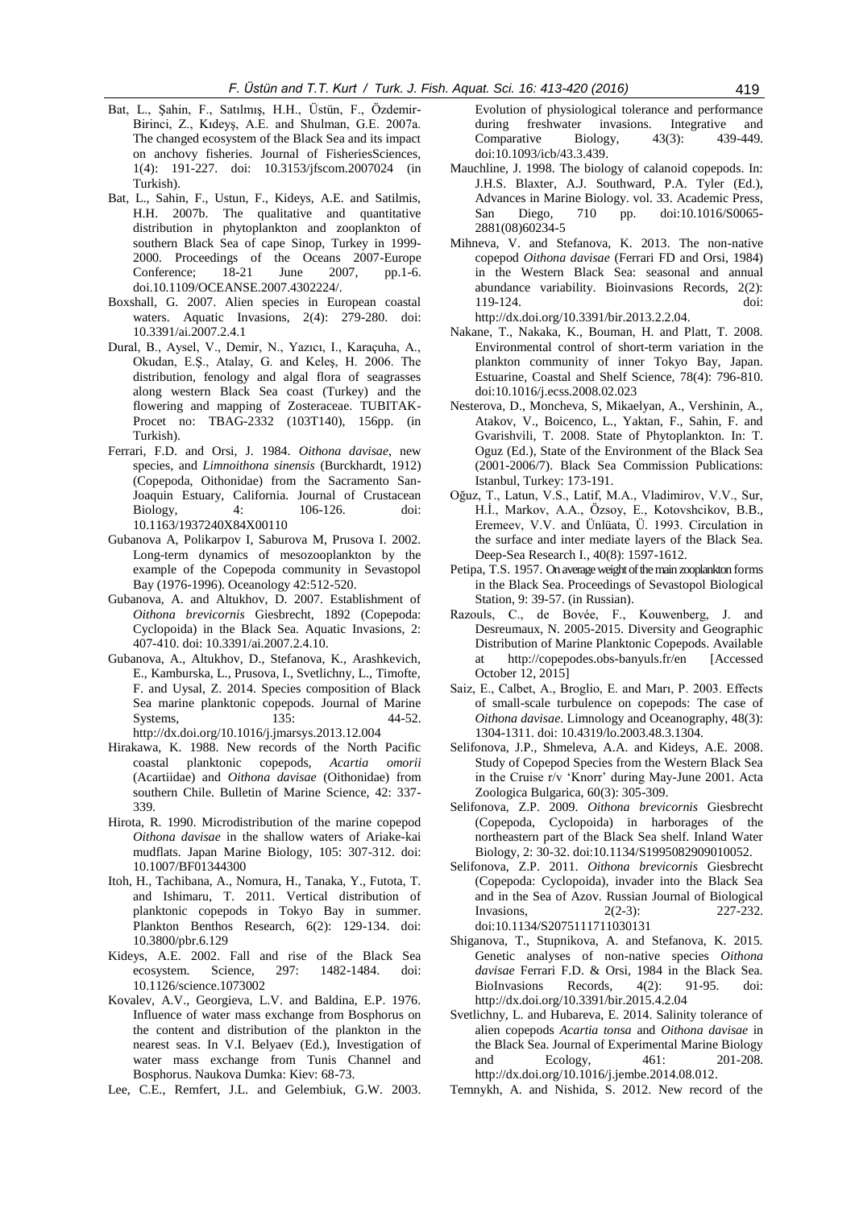Bat, L., Şahin, F., Satılmış, H.H., Üstün, F., Özdemir-Birinci, Z., Kıdeyş, A.E. and Shulman, G.E. 2007a. The changed ecosystem of the Black Sea and its impact on anchovy fisheries. Journal of FisheriesSciences, 1(4): 191-227. doi: 10.3153/jfscom.2007024 (in Turkish).

Bat, L., Sahin, F., Ustun, F., Kideys, A.E. and Satilmis, H.H. 2007b. The qualitative and quantitative distribution in phytoplankton and zooplankton of southern Black Sea of cape Sinop, Turkey in 1999-2000. Proceedings of the Oceans 2007-Europe Conference; 18-21 June 2007, pp.1-6. doi.10.1109/OCEANSE.2007.4302224/.

Boxshall, G. 2007. Alien species in European coastal waters. Aquatic Invasions, 2(4): 279-280. doi: 10.3391/ai.2007.2.4.1

Dural, B., Aysel, V., Demir, N., Yazıcı, I., Karaçuha, A., Okudan, E.Ş., Atalay, G. and Keleş, H. 2006. The distribution, fenology and algal flora of seagrasses along western Black Sea coast (Turkey) and the flowering and mapping of Zosteraceae. TUBITAK-Procet no: TBAG-2332 (103T140), 156pp. (in Turkish).

Ferrari, F.D. and Orsi, J. 1984. *Oithona davisae*, new species, and *Limnoithona sinensis* (Burckhardt, 1912) (Copepoda, Oithonidae) from the Sacramento San-Joaquin Estuary, California. Journal of Crustacean Biology, 4: 106-126. doi: 10.1163/1937240X84X00110

Gubanova A, Polikarpov I, Saburova M, Prusova I. 2002. Long-term dynamics of mesozooplankton by the example of the Copepoda community in Sevastopol Bay (1976-1996). Oceanology 42:512-520.

Gubanova, A. and Altukhov, D. 2007. Establishment of *Oithona brevicornis* Giesbrecht, 1892 (Copepoda: Cyclopoida) in the Black Sea. Aquatic Invasions, 2: 407-410. doi: 10.3391/ai.2007.2.4.10.

Gubanova, A., Altukhov, D., Stefanova, K., Arashkevich, E., Kamburska, L., Prusova, I., Svetlichny, L., Timofte, F. and Uysal, Z. 2014. Species composition of Black Sea marine planktonic copepods. Journal of Marine Systems, 135: 44-52. http://dx.doi.org/10.1016/j.jmarsys.2013.12.004

Hirakawa, K. 1988. New records of the North Pacific coastal planktonic copepods, *Acartia omorii* (Acartiidae) and *Oithona davisae* (Oithonidae) from southern Chile. Bulletin of Marine Science, 42: 337-339.

Hirota, R. 1990. Microdistribution of the marine copepod *Oithona davisae* in the shallow waters of Ariake-kai mudflats. Japan Marine Biology, 105: 307-312. doi: 10.1007/BF01344300

Itoh, H., Tachibana, A., Nomura, H., Tanaka, Y., Futota, T. and Ishimaru, T. 2011. Vertical distribution of planktonic copepods in Tokyo Bay in summer. Plankton Benthos Research, 6(2): 129-134. doi: 10.3800/pbr.6.129

Kideys, A.E. 2002. Fall and rise of the Black Sea ecosystem. Science, 297: 1482-1484. doi: 10.1126/science.1073002

Kovalev, A.V., Georgieva, L.V. and Baldina, E.P. 1976. Influence of water mass exchange from Bosphorus on the content and distribution of the plankton in the nearest seas. In V.I. Belyaev (Ed.), Investigation of water mass exchange from Tunis Channel and Bosphorus. Naukova Dumka: Kiev: 68-73.

Lee, C.E., Remfert, J.L. and Gelembiuk, G.W. 2003. Evolution of physiological tolerance and performance during freshwater invasions. Integrative and Comparative Biology, 43(3): 439-449. doi:10.1093/icb/43.3.439.

Mauchline, J. 1998. The biology of calanoid copepods. In: J.H.S. Blaxter, A.J. Southward, P.A. Tyler (Ed.), Advances in Marine Biology. vol. 33. Academic Press, San Diego, 710 pp. doi:10.1016/S0065-2881(08)60234-5

Mihneva, V. and Stefanova, K. 2013. The non-native copepod *Oithona davisae* (Ferrari FD and Orsi, 1984) in the Western Black Sea: seasonal and annual abundance variability. Bioinvasions Records, 2(2): 119-124. doi: http://dx.doi.org/10.3391/bir.2013.2.2.04.

Nakane, T., Nakaka, K., Bouman, H. and Platt, T. 2008. Environmental control of short-term variation in the plankton community of inner Tokyo Bay, Japan. Estuarine, Coastal and Shelf Science, 78(4): 796-810. doi:10.1016/j.ecss.2008.02.023

Nesterova, D., Moncheva, S, Mikaelyan, A., Vershinin, A., Atakov, V., Boicenco, L., Yaktan, F., Sahin, F. and Gvarishvili, T. 2008. State of Phytoplankton. In: T. Oguz (Ed.), State of the Environment of the Black Sea (2001-2006/7). Black Sea Commission Publications: Istanbul, Turkey: 173-191.

Oğuz, T., Latun, V.S., Latif, M.A., Vladimirov, V.V., Sur, H.İ., Markov, A.A., Özsoy, E., Kotovshcikov, B.B., Eremeev, V.V. and Ünlüata, Ü. 1993. Circulation in the surface and inter mediate layers of the Black Sea. Deep-Sea Research I., 40(8): 1597-1612.

Petipa, T.S. 1957. On average weight of the main zooplankton forms in the Black Sea. Proceedings of Sevastopol Biological Station, 9: 39-57. (in Russian).

Razouls, C., de Bovée, F., Kouwenberg, J. and Desreumaux, N. 2005-2015. Diversity and Geographic Distribution of Marine Planktonic Copepods. Available at http://copepodes.obs-banyuls.fr/en [Accessed October 12, 2015]

Saiz, E., Calbet, A., Broglio, E. and Marı, P. 2003. Effects of small-scale turbulence on copepods: The case of *Oithona davisae*. Limnology and Oceanography, 48(3): 1304-1311. doi: 10.4319/lo.2003.48.3.1304.

Selifonova, J.P., Shmeleva, A.A. and Kideys, A.E. 2008. Study of Copepod Species from the Western Black Sea in the Cruise r/v 'Knorr' during May-June 2001. Acta Zoologica Bulgarica, 60(3): 305-309.

Selifonova, Z.P. 2009. *Oithona brevicornis* Giesbrecht (Copepoda, Cyclopoida) in harborages of the northeastern part of the Black Sea shelf. Inland Water Biology, 2: 30-32. doi:10.1134/S1995082909010052.

Selifonova, Z.P. 2011. *Oithona brevicornis* Giesbrecht (Copepoda: Cyclopoida), invader into the Black Sea and in the Sea of Azov. Russian Journal of Biological Invasions, 2(2-3): 227-232. doi:10.1134/S2075111711030131

Shiganova, T., Stupnikova, A. and Stefanova, K. 2015. Genetic analyses of non-native species *Oithona davisae* Ferrari F.D. & Orsi, 1984 in the Black Sea. BioInvasions Records, 4(2): 91-95. doi: http://dx.doi.org/10.3391/bir.2015.4.2.04

Svetlichny, L. and Hubareva, E. 2014. Salinity tolerance of alien copepods *Acartia tonsa* and *Oithona davisae* in the Black Sea. Journal of Experimental Marine Biology and Ecology, 461: 201-208. http://dx.doi.org/10.1016/j.jembe.2014.08.012.

Temnykh, A. and Nishida, S. 2012. New record of the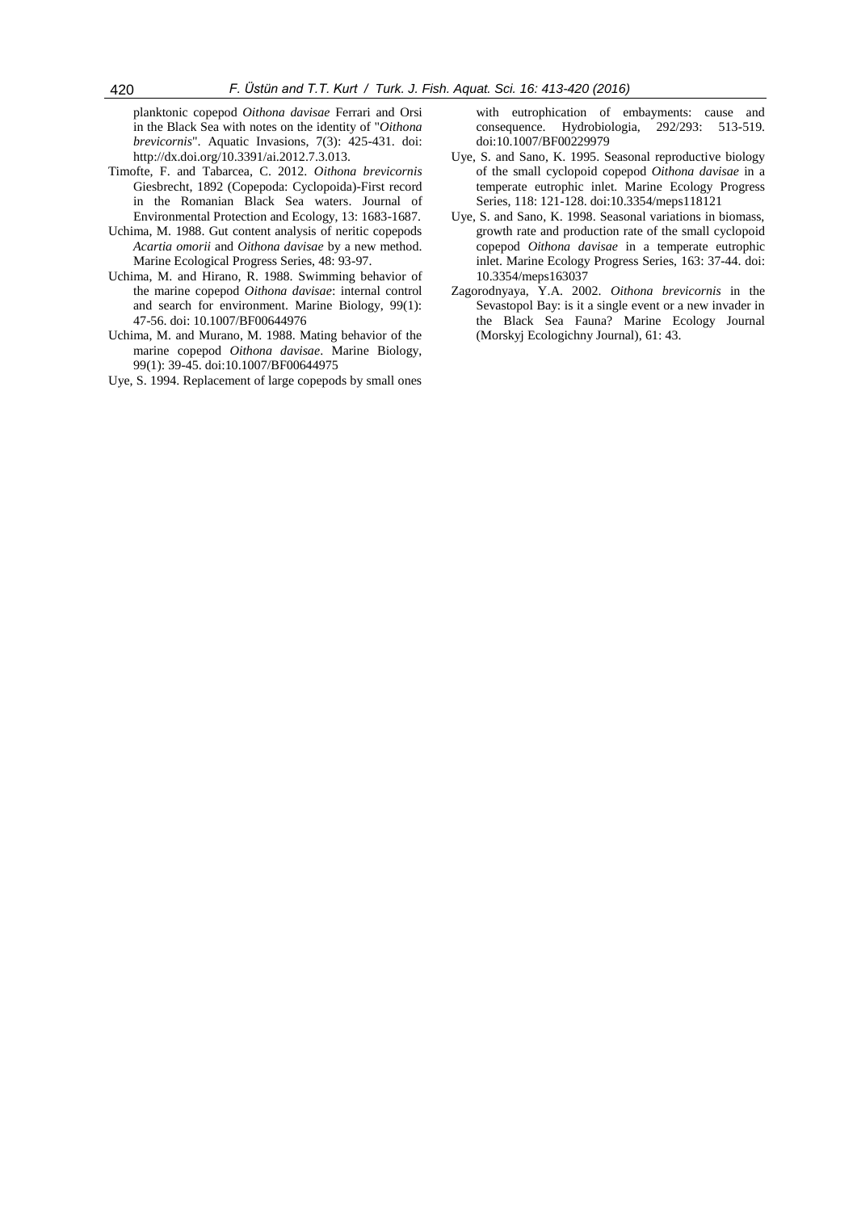planktonic copepod *Oithona davisae* Ferrari and Orsi in the Black Sea with notes on the identity of "*Oithona brevicornis*". Aquatic Invasions, 7(3): 425-431. doi: http://dx.doi.org/10.3391/ai.2012.7.3.013.

Timofte, F. and Tabarcea, C. 2012. *Oithona brevicornis* Giesbrecht, 1892 (Copepoda: Cyclopoida)-First record in the Romanian Black Sea waters. Journal of Environmental Protection and Ecology, 13: 1683-1687.

Uchima, M. 1988. Gut content analysis of neritic copepods *Acartia omorii* and *Oithona davisae* by a new method. Marine Ecological Progress Series, 48: 93-97.

Uchima, M. and Hirano, R. 1988. Swimming behavior of the marine copepod *Oithona davisae*: internal control and search for environment. Marine Biology, 99(1): 47-56. doi: 10.1007/BF00644976

Uchima, M. and Murano, M. 1988. Mating behavior of the marine copepod *Oithona davisae*. Marine Biology, 99(1): 39-45. doi:10.1007/BF00644975

Uye, S. 1994. Replacement of large copepods by small ones with eutrophication of embayments: cause and consequence. Hydrobiologia, 292/293: 513-519. doi:10.1007/BF00229979

Uye, S. and Sano, K. 1995. Seasonal reproductive biology of the small cyclopoid copepod *Oithona davisae* in a temperate eutrophic inlet. Marine Ecology Progress Series, 118: 121-128. doi:10.3354/meps118121

Uye, S. and Sano, K. 1998. Seasonal variations in biomass, growth rate and production rate of the small cyclopoid copepod *Oithona davisae* in a temperate eutrophic inlet. Marine Ecology Progress Series, 163: 37-44. doi: 10.3354/meps163037

Zagorodnyaya, Y.A. 2002. *Oithona brevicornis* in the Sevastopol Bay: is it a single event or a new invader in the Black Sea Fauna? Marine Ecology Journal (Morskyj Ecologichny Journal), 61: 43.